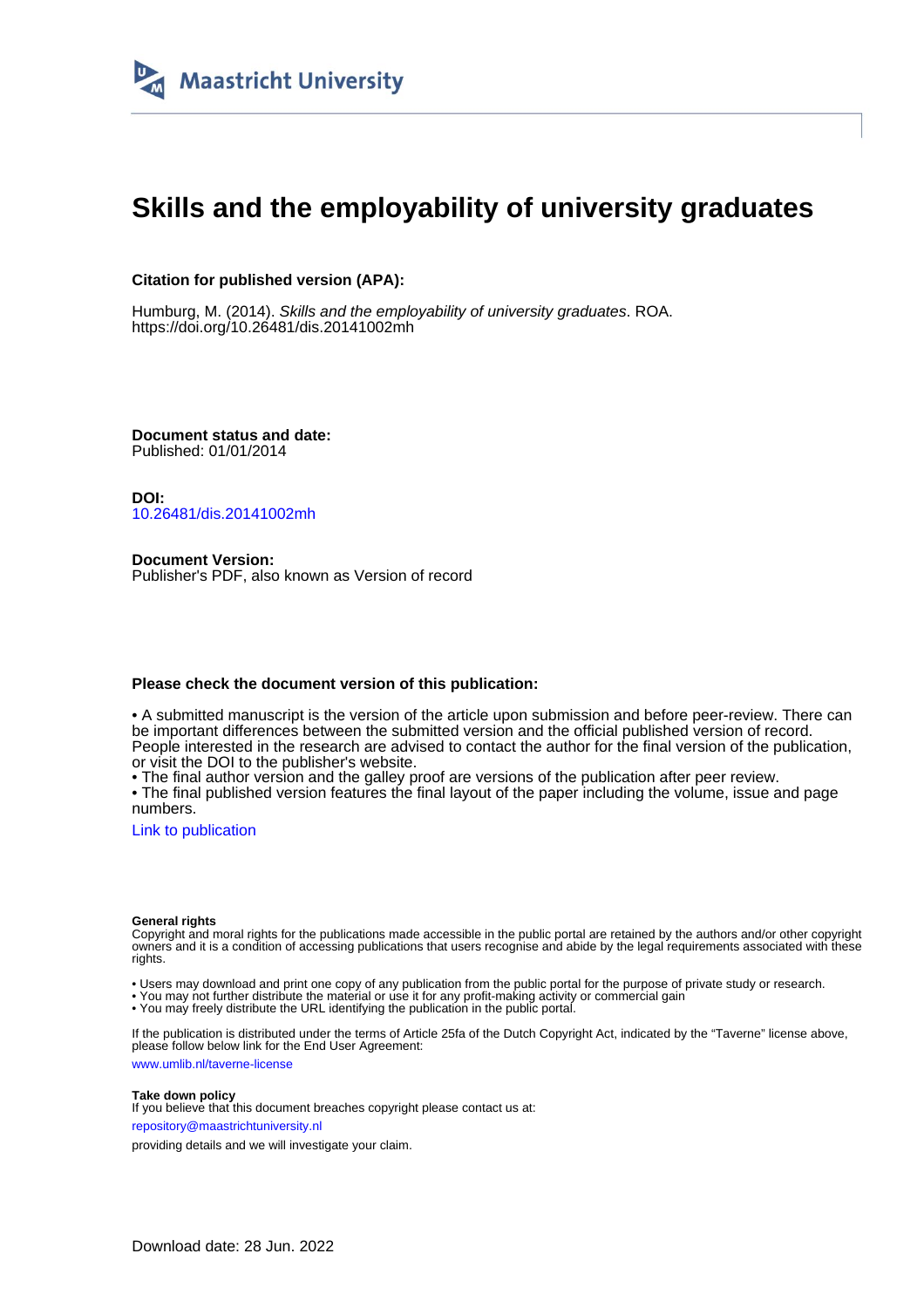Maastricht University

# Skills and the employability of university graduates

**Citation for published version (APA):**

Humburg, M. (2014). *Skills and the employability of university graduates*. ROA.
https://doi.org/10.26481/dis.20141002mh

**Document status and date:**
Published: 01/01/2014

**DOI:**
10.26481/dis.20141002mh

**Document Version:**
Publisher's PDF, also known as Version of record

**Please check the document version of this publication:**

• A submitted manuscript is the version of the article upon submission and before peer-review. There can be important differences between the submitted version and the official published version of record. People interested in the research are advised to contact the author for the final version of the publication, or visit the DOI to the publisher's website.
• The final author version and the galley proof are versions of the publication after peer review.
• The final published version features the final layout of the paper including the volume, issue and page numbers.

Link to publication

**General rights**
Copyright and moral rights for the publications made accessible in the public portal are retained by the authors and/or other copyright owners and it is a condition of accessing publications that users recognise and abide by the legal requirements associated with these rights.

• Users may download and print one copy of any publication from the public portal for the purpose of private study or research.
• You may not further distribute the material or use it for any profit-making activity or commercial gain
• You may freely distribute the URL identifying the publication in the public portal.

If the publication is distributed under the terms of Article 25fa of the Dutch Copyright Act, indicated by the "Taverne" license above, please follow below link for the End User Agreement:

www.umlib.nl/taverne-license

**Take down policy**
If you believe that this document breaches copyright please contact us at:

repository@maastrichtuniversity.nl

providing details and we will investigate your claim.

Download date: 28 Jun. 2022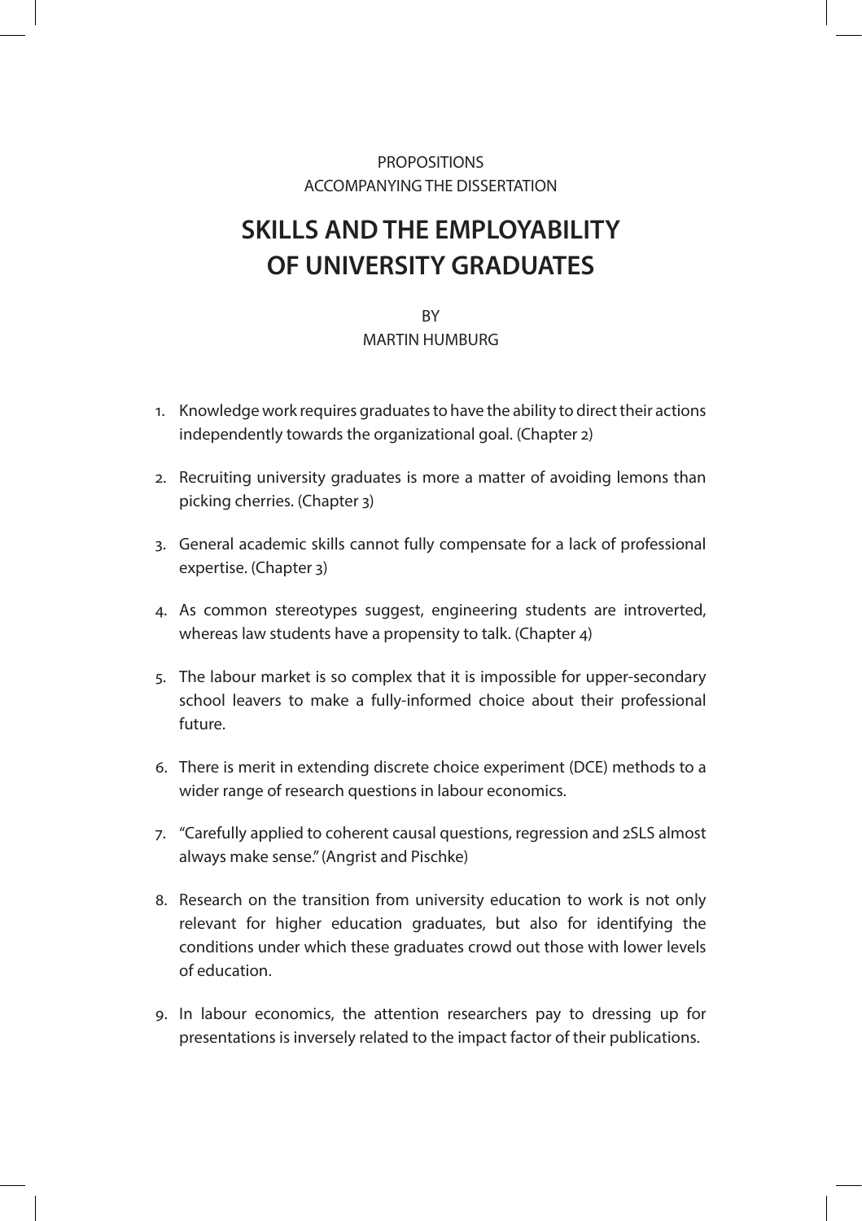PROPOSITIONS
ACCOMPANYING THE DISSERTATION

# SKILLS AND THE EMPLOYABILITY OF UNIVERSITY GRADUATES

BY
MARTIN HUMBURG

1. Knowledge work requires graduates to have the ability to direct their actions independently towards the organizational goal. (Chapter 2)

2. Recruiting university graduates is more a matter of avoiding lemons than picking cherries. (Chapter 3)

3. General academic skills cannot fully compensate for a lack of professional expertise. (Chapter 3)

4. As common stereotypes suggest, engineering students are introverted, whereas law students have a propensity to talk. (Chapter 4)

5. The labour market is so complex that it is impossible for upper-secondary school leavers to make a fully-informed choice about their professional future.

6. There is merit in extending discrete choice experiment (DCE) methods to a wider range of research questions in labour economics.

7. "Carefully applied to coherent causal questions, regression and 2SLS almost always make sense." (Angrist and Pischke)

8. Research on the transition from university education to work is not only relevant for higher education graduates, but also for identifying the conditions under which these graduates crowd out those with lower levels of education.

9. In labour economics, the attention researchers pay to dressing up for presentations is inversely related to the impact factor of their publications.